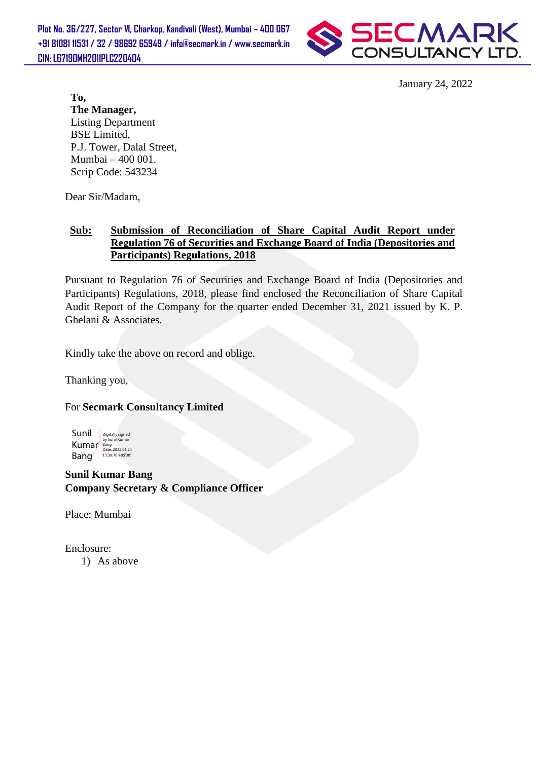Plot No. 36/227, Sector VI, Charkop, Kandivali (West), Mumbai – 400 067
+91 81081 11531 / 32 / 98692 65949 / info@secmark.in / www.secmark.in
CIN: L67190MH2011PLC220404

SECMARK CONSULTANCY LTD.

January 24, 2022

**To,**
**The Manager,**
Listing Department
BSE Limited,
P.J. Tower, Dalal Street,
Mumbai – 400 001.
Scrip Code: 543234

Dear Sir/Madam,

**Sub:** **Submission of Reconciliation of Share Capital Audit Report under Regulation 76 of Securities and Exchange Board of India (Depositories and Participants) Regulations, 2018**

Pursuant to Regulation 76 of Securities and Exchange Board of India (Depositories and Participants) Regulations, 2018, please find enclosed the Reconciliation of Share Capital Audit Report of the Company for the quarter ended December 31, 2021 issued by K. P. Ghelani & Associates.

Kindly take the above on record and oblige.

Thanking you,

For **Secmark Consultancy Limited**

Sunil Kumar Bang
Digitally signed by Sunil Kumar Bang
Date: 2022.01.24 13:38:10 +05'30'

**Sunil Kumar Bang**
**Company Secretary & Compliance Officer**

Place: Mumbai

Enclosure:
1) As above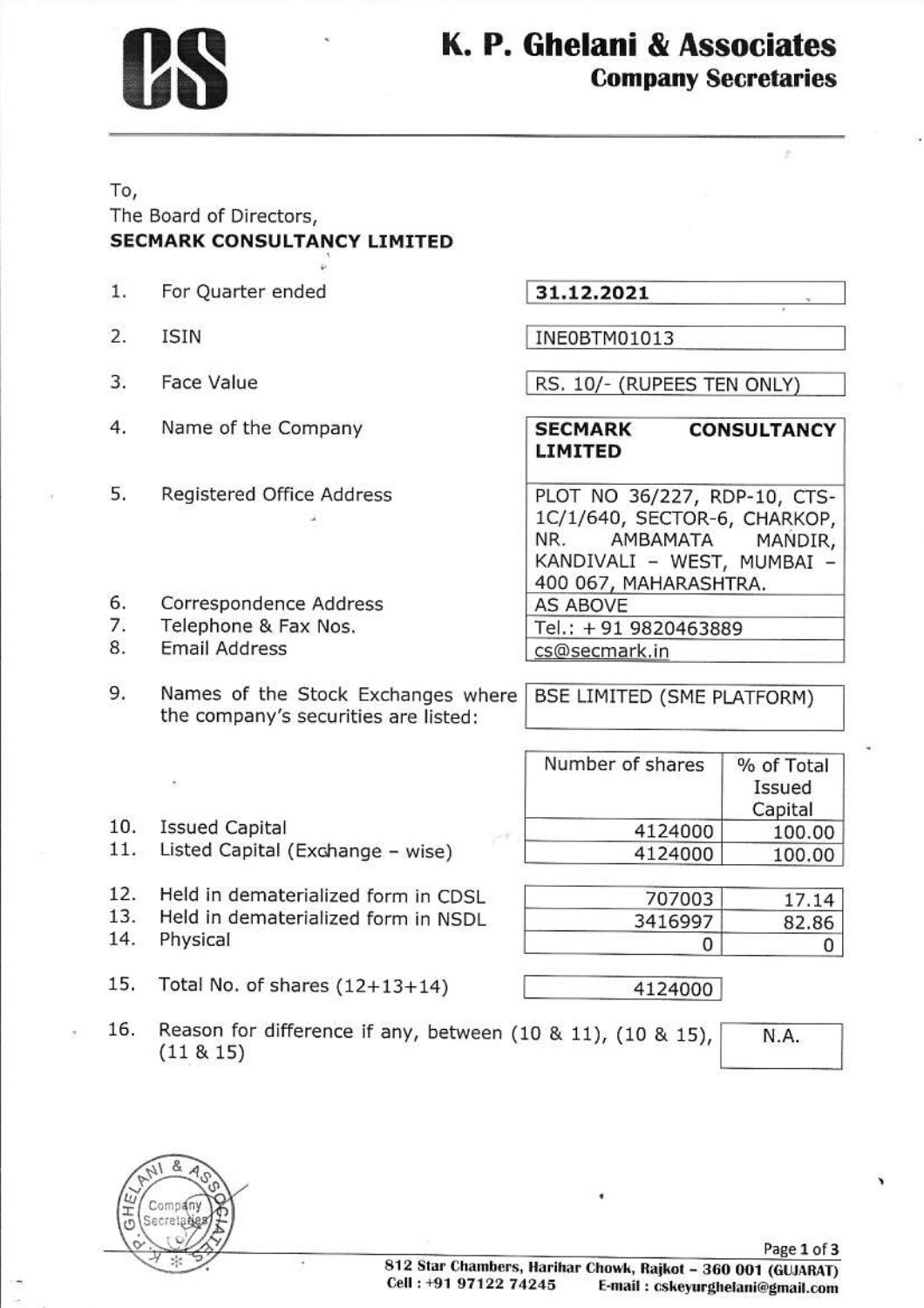# K. P. Ghelani & Associates
## Company Secretaries

To,
The Board of Directors,
**SECMARK CONSULTANCY LIMITED**

| | | |
|---|---|---|
| 1. | For Quarter ended | **31.12.2021** |
| 2. | ISIN | INE0BTM01013 |
| 3. | Face Value | RS. 10/- (RUPEES TEN ONLY) |
| 4. | Name of the Company | **SECMARK CONSULTANCY LIMITED** |
| 5. | Registered Office Address | PLOT NO 36/227, RDP-10, CTS-1C/1/640, SECTOR-6, CHARKOP, NR. AMBAMATA MANDIR, KANDIVALI - WEST, MUMBAI - 400 067, MAHARASHTRA. |
| 6. | Correspondence Address | AS ABOVE |
| 7. | Telephone & Fax Nos. | Tel.: + 91 9820463889 |
| 8. | Email Address | cs@secmark.in |
| 9. | Names of the Stock Exchanges where the company's securities are listed: | BSE LIMITED (SME PLATFORM) |

| | | Number of shares | % of Total Issued Capital |
|---|---|---|---|
| 10. | Issued Capital | 4124000 | 100.00 |
| 11. | Listed Capital (Exchange - wise) | 4124000 | 100.00 |
| 12. | Held in dematerialized form in CDSL | 707003 | 17.14 |
| 13. | Held in dematerialized form in NSDL | 3416997 | 82.86 |
| 14. | Physical | 0 | 0 |
| 15. | Total No. of shares (12+13+14) | 4124000 | |

| | | |
|---|---|---|
| 16. | Reason for difference if any, between (10 & 11), (10 & 15), (11 & 15) | N.A. |

812 Star Chambers, Harihar Chowk, Rajkot - 360 001 (GUJARAT)
Cell : +91 97122 74245 E-mail : cskeyurghelani@gmail.com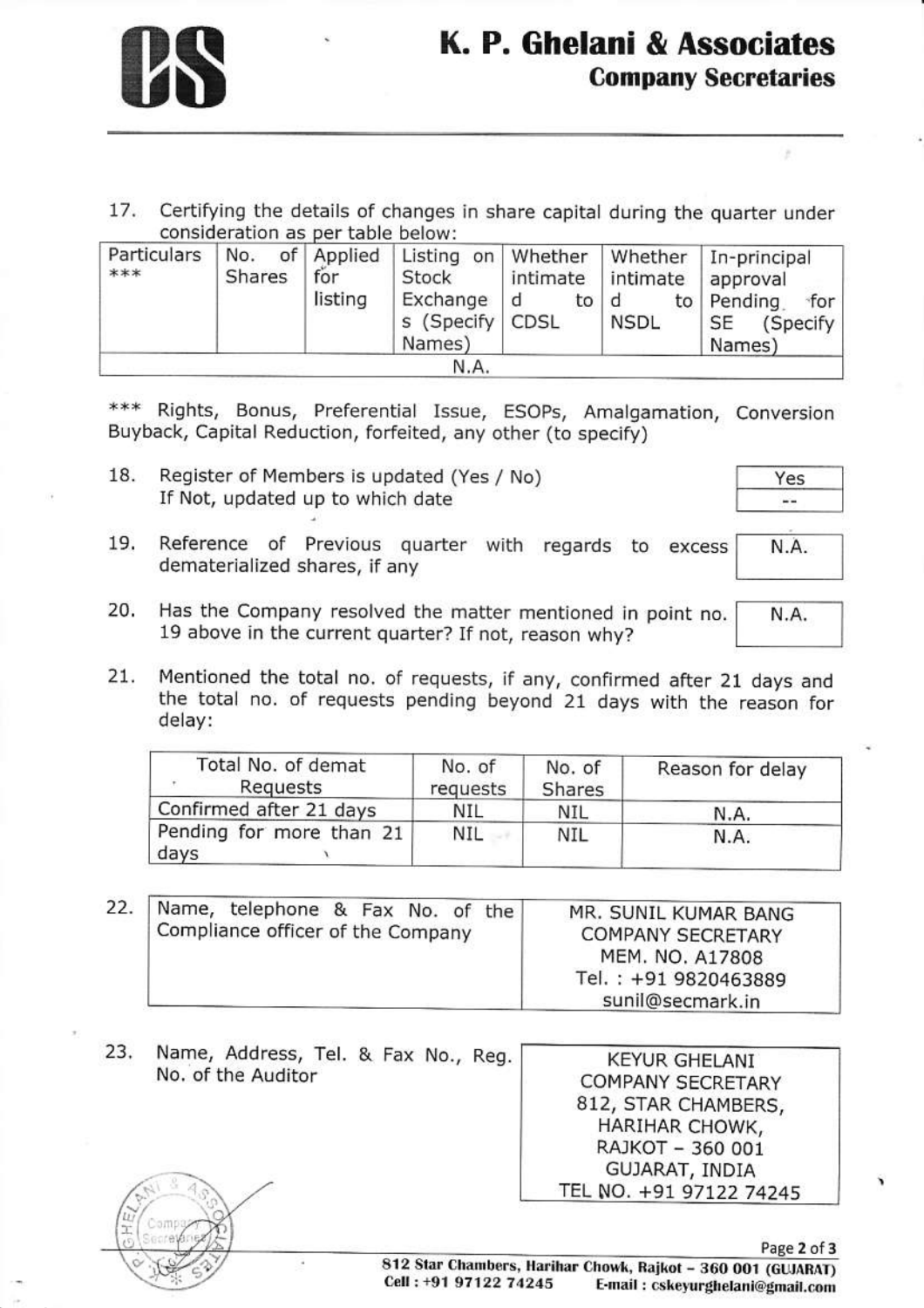17. Certifying the details of changes in share capital during the quarter under consideration as per table below:

| Particulars *** | No. of Shares | Applied for listing | Listing on Stock Exchanges (Specify Names) | Whether intimated to CDSL | Whether intimated to NSDL | In-principal approval Pending for SE (Specify Names) |
|---|---|---|---|---|---|---|
| N.A. | | | | | | |

*** Rights, Bonus, Preferential Issue, ESOPs, Amalgamation, Conversion Buyback, Capital Reduction, forfeited, any other (to specify)

18. Register of Members is updated (Yes / No) — Yes
    If Not, updated up to which date — --

19. Reference of Previous quarter with regards to excess dematerialized shares, if any — N.A.

20. Has the Company resolved the matter mentioned in point no. 19 above in the current quarter? If not, reason why? — N.A.

21. Mentioned the total no. of requests, if any, confirmed after 21 days and the total no. of requests pending beyond 21 days with the reason for delay:

| Total No. of demat Requests | No. of requests | No. of Shares | Reason for delay |
|---|---|---|---|
| Confirmed after 21 days | NIL | NIL | N.A. |
| Pending for more than 21 days | NIL | NIL | N.A. |

| 22. | |
|---|---|
| Name, telephone & Fax No. of the Compliance officer of the Company | MR. SUNIL KUMAR BANG<br>COMPANY SECRETARY<br>MEM. NO. A17808<br>Tel. : +91 9820463889<br>sunil@secmark.in |

| 23. | |
|---|---|
| Name, Address, Tel. & Fax No., Reg. No. of the Auditor | KEYUR GHELANI<br>COMPANY SECRETARY<br>812, STAR CHAMBERS,<br>HARIHAR CHOWK,<br>RAJKOT – 360 001<br>GUJARAT, INDIA<br>TEL NO. +91 97122 74245 |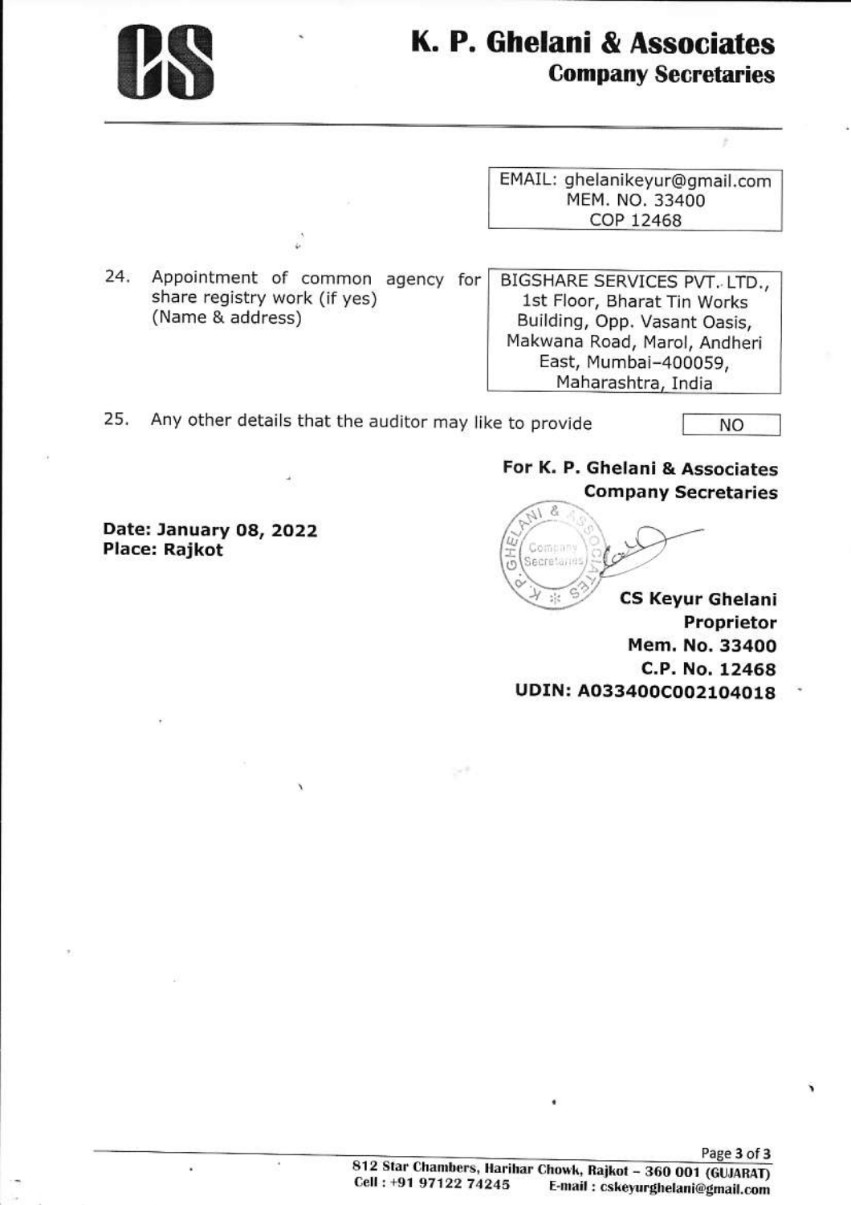| |
|---|
| EMAIL: ghelanikeyur@gmail.com<br>MEM. NO. 33400<br>COP 12468 |

| | | |
|---|---|---|
| 24. | Appointment of common agency for share registry work (if yes) (Name & address) | BIGSHARE SERVICES PVT. LTD., 1st Floor, Bharat Tin Works Building, Opp. Vasant Oasis, Makwana Road, Marol, Andheri East, Mumbai-400059, Maharashtra, India |
| 25. | Any other details that the auditor may like to provide | NO |

**For K. P. Ghelani & Associates**
**Company Secretaries**

**Date: January 08, 2022**
**Place: Rajkot**

**CS Keyur Ghelani**
**Proprietor**
**Mem. No. 33400**
**C.P. No. 12468**
**UDIN: A033400C002104018**